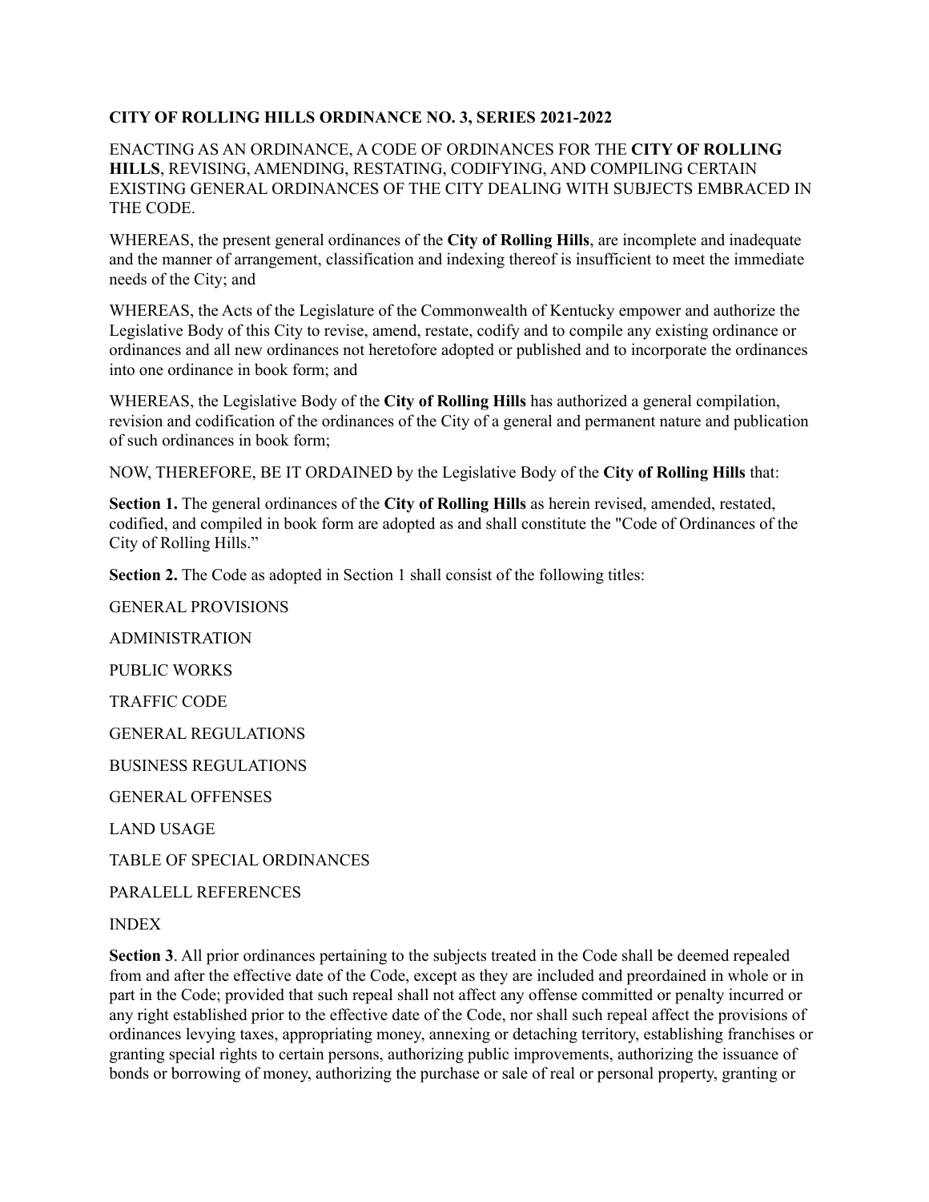**CITY OF ROLLING HILLS ORDINANCE NO. 3, SERIES 2021-2022**

ENACTING AS AN ORDINANCE, A CODE OF ORDINANCES FOR THE **CITY OF ROLLING HILLS**, REVISING, AMENDING, RESTATING, CODIFYING, AND COMPILING CERTAIN EXISTING GENERAL ORDINANCES OF THE CITY DEALING WITH SUBJECTS EMBRACED IN THE CODE.

WHEREAS, the present general ordinances of the **City of Rolling Hills**, are incomplete and inadequate and the manner of arrangement, classification and indexing thereof is insufficient to meet the immediate needs of the City; and

WHEREAS, the Acts of the Legislature of the Commonwealth of Kentucky empower and authorize the Legislative Body of this City to revise, amend, restate, codify and to compile any existing ordinance or ordinances and all new ordinances not heretofore adopted or published and to incorporate the ordinances into one ordinance in book form; and

WHEREAS, the Legislative Body of the **City of Rolling Hills** has authorized a general compilation, revision and codification of the ordinances of the City of a general and permanent nature and publication of such ordinances in book form;

NOW, THEREFORE, BE IT ORDAINED by the Legislative Body of the **City of Rolling Hills** that:

**Section 1.** The general ordinances of the **City of Rolling Hills** as herein revised, amended, restated, codified, and compiled in book form are adopted as and shall constitute the "Code of Ordinances of the City of Rolling Hills."

**Section 2.** The Code as adopted in Section 1 shall consist of the following titles:

GENERAL PROVISIONS

ADMINISTRATION

PUBLIC WORKS

TRAFFIC CODE

GENERAL REGULATIONS

BUSINESS REGULATIONS

GENERAL OFFENSES

LAND USAGE

TABLE OF SPECIAL ORDINANCES

PARALELL REFERENCES

INDEX

**Section 3**. All prior ordinances pertaining to the subjects treated in the Code shall be deemed repealed from and after the effective date of the Code, except as they are included and preordained in whole or in part in the Code; provided that such repeal shall not affect any offense committed or penalty incurred or any right established prior to the effective date of the Code, nor shall such repeal affect the provisions of ordinances levying taxes, appropriating money, annexing or detaching territory, establishing franchises or granting special rights to certain persons, authorizing public improvements, authorizing the issuance of bonds or borrowing of money, authorizing the purchase or sale of real or personal property, granting or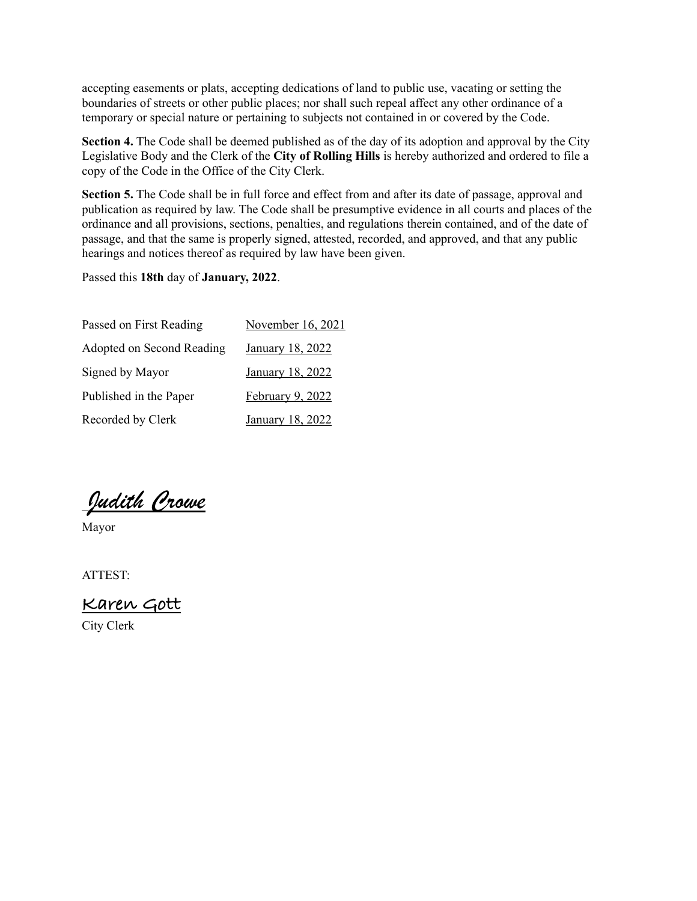accepting easements or plats, accepting dedications of land to public use, vacating or setting the boundaries of streets or other public places; nor shall such repeal affect any other ordinance of a temporary or special nature or pertaining to subjects not contained in or covered by the Code.

**Section 4.** The Code shall be deemed published as of the day of its adoption and approval by the City Legislative Body and the Clerk of the **City of Rolling Hills** is hereby authorized and ordered to file a copy of the Code in the Office of the City Clerk.

**Section 5.** The Code shall be in full force and effect from and after its date of passage, approval and publication as required by law. The Code shall be presumptive evidence in all courts and places of the ordinance and all provisions, sections, penalties, and regulations therein contained, and of the date of passage, and that the same is properly signed, attested, recorded, and approved, and that any public hearings and notices thereof as required by law have been given.

Passed this **18th** day of **January, 2022**.

| | |
|---|---|
| Passed on First Reading | November 16, 2021 |
| Adopted on Second Reading | January 18, 2022 |
| Signed by Mayor | January 18, 2022 |
| Published in the Paper | February 9, 2022 |
| Recorded by Clerk | January 18, 2022 |

*Judith Crowe*
Mayor

ATTEST:

Karen Gott
City Clerk